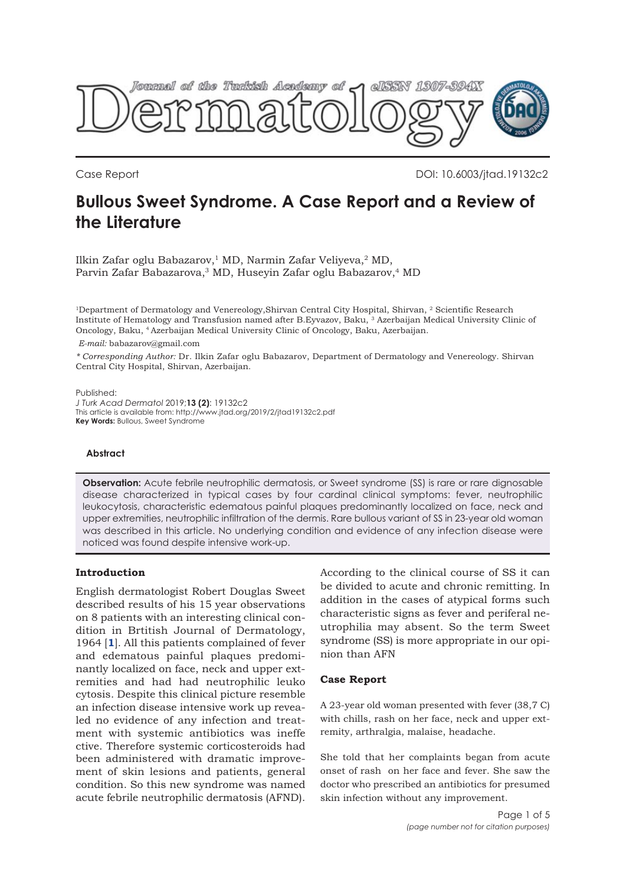Case Report

DOI: 10.6003/jtad.19132c2

# Bullous Sweet Syndrome. A Case Report and a Review of the Literature

Ilkin Zafar oglu Babazarov,[1] MD, Narmin Zafar Veliyeva,[2] MD, Parvin Zafar Babazarova,[3] MD, Huseyin Zafar oglu Babazarov,[4] MD

[1]Department of Dermatology and Venereology,Shirvan Central City Hospital, Shirvan, [2] Scientific Research Institute of Hematology and Transfusion named after B.Eyvazov, Baku, [3] Azerbaijan Medical University Clinic of Oncology, Baku, [4] Azerbaijan Medical University Clinic of Oncology, Baku, Azerbaijan.

*E-mail:* babazarov@gmail.com

*\* Corresponding Author:* Dr. Ilkin Zafar oglu Babazarov, Department of Dermatology and Venereology. Shirvan Central City Hospital, Shirvan, Azerbaijan.

Published:
*J Turk Acad Dermatol* 2019;**13 (2)**: 19132c2
This article is available from: http://www.jtad.org/2019/2/jtad19132c2.pdf
**Key Words:** Bullous, Sweet Syndrome

## Abstract

**Observation:** Acute febrile neutrophilic dermatosis, or Sweet syndrome (SS) is rare or rare dignosable disease characterized in typical cases by four cardinal clinical symptoms: fever, neutrophilic leukocytosis, characteristic edematous painful plaques predominantly localized on face, neck and upper extremities, neutrophilic infiltration of the dermis. Rare bullous variant of SS in 23-year old woman was described in this article. No underlying condition and evidence of any infection disease were noticed was found despite intensive work-up.

## Introduction

English dermatologist Robert Douglas Sweet described results of his 15 year observations on 8 patients with an interesting clinical condition in Brtitish Journal of Dermatology, 1964 [1]. All this patients complained of fever and edematous painful plaques predominantly localized on face, neck and upper extremities and had had neutrophilic leuko cytosis. Despite this clinical picture resemble an infection disease intensive work up revealed no evidence of any infection and treatment with systemic antibiotics was ineffe ctive. Therefore systemic corticosteroids had been administered with dramatic improvement of skin lesions and patients, general condition. So this new syndrome was named acute febrile neutrophilic dermatosis (AFND). According to the clinical course of SS it can be divided to acute and chronic remitting. In addition in the cases of atypical forms such characteristic signs as fever and periferal neutrophilia may absent. So the term Sweet syndrome (SS) is more appropriate in our opinion than AFN

## Case Report

A 23-year old woman presented with fever (38,7 C) with chills, rash on her face, neck and upper extremity, arthralgia, malaise, headache.

She told that her complaints began from acute onset of rash on her face and fever. She saw the doctor who prescribed an antibiotics for presumed skin infection without any improvement.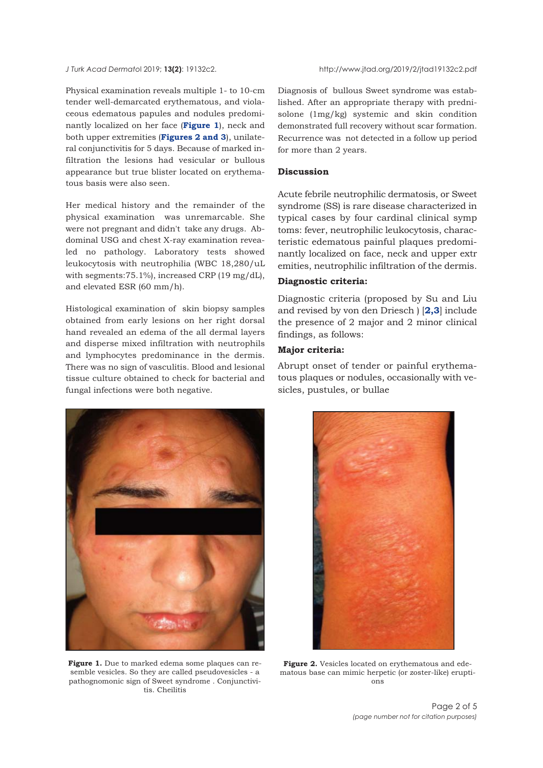Physical examination reveals multiple 1- to 10-cm tender well-demarcated erythematous, and violaceous edematous papules and nodules predominantly localized on her face (**Figure 1**), neck and both upper extremities (**Figures 2 and 3**), unilateral conjunctivitis for 5 days. Because of marked infiltration the lesions had vesicular or bullous appearance but true blister located on erythematous basis were also seen.

Her medical history and the remainder of the physical examination was unremarcable. She were not pregnant and didn't take any drugs. Abdominal USG and chest X-ray examination revealed no pathology. Laboratory tests showed leukocytosis with neutrophilia (WBC 18,280/uL with segments:75.1%), increased CRP (19 mg/dL), and elevated ESR (60 mm/h).

Histological examination of skin biopsy samples obtained from early lesions on her right dorsal hand revealed an edema of the all dermal layers and disperse mixed infiltration with neutrophils and lymphocytes predominance in the dermis. There was no sign of vasculitis. Blood and lesional tissue culture obtained to check for bacterial and fungal infections were both negative.

Diagnosis of bullous Sweet syndrome was established. After an appropriate therapy with prednisolone (1mg/kg) systemic and skin condition demonstrated full recovery without scar formation. Recurrence was not detected in a follow up period for more than 2 years.

## Discussion

Acute febrile neutrophilic dermatosis, or Sweet syndrome (SS) is rare disease characterized in typical cases by four cardinal clinical symptoms: fever, neutrophilic leukocytosis, characteristic edematous painful plaques predominantly localized on face, neck and upper extremities, neutrophilic infiltration of the dermis.

### Diagnostic criteria:

Diagnostic criteria (proposed by Su and Liu and revised by von den Driesch ) [**2,3**] include the presence of 2 major and 2 minor clinical findings, as follows:

### Major criteria:

Abrupt onset of tender or painful erythematous plaques or nodules, occasionally with vesicles, pustules, or bullae

**Figure 1.** Due to marked edema some plaques can resemble vesicles. So they are called pseudovesicles - a pathognomonic sign of Sweet syndrome . Conjunctivitis. Cheilitis

**Figure 2.** Vesicles located on erythematous and edematous base can mimic herpetic (or zoster-like) eruptions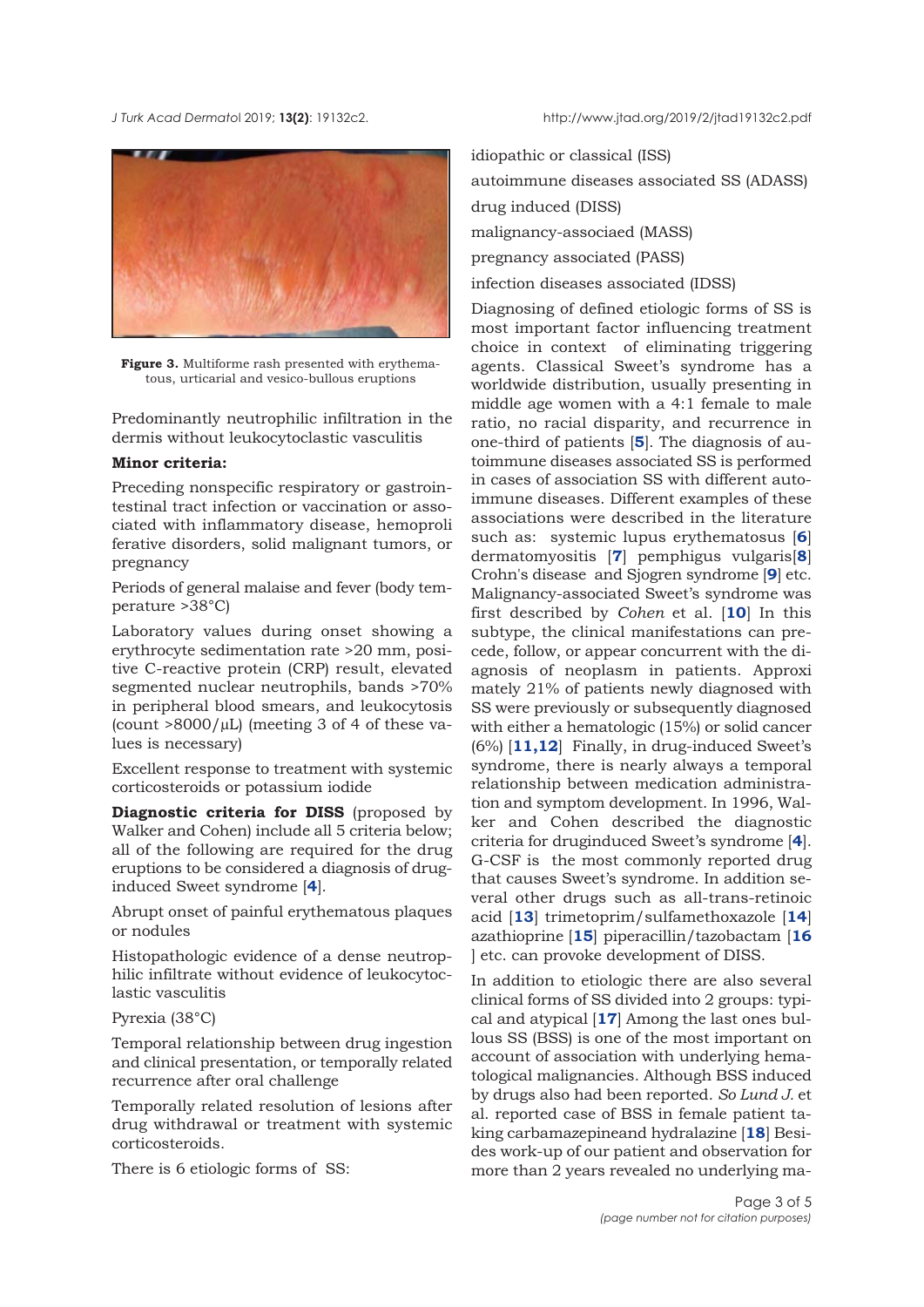Figure 3. Multiforme rash presented with erythematous, urticarial and vesico-bullous eruptions

Predominantly neutrophilic infiltration in the dermis without leukocytoclastic vasculitis

**Minor criteria:**

Preceding nonspecific respiratory or gastrointestinal tract infection or vaccination or associated with inflammatory disease, hemoproliferative disorders, solid malignant tumors, or pregnancy

Periods of general malaise and fever (body temperature >38°C)

Laboratory values during onset showing a erythrocyte sedimentation rate >20 mm, positive C-reactive protein (CRP) result, elevated segmented nuclear neutrophils, bands >70% in peripheral blood smears, and leukocytosis (count >8000/μL) (meeting 3 of 4 of these values is necessary)

Excellent response to treatment with systemic corticosteroids or potassium iodide

**Diagnostic criteria for DISS** (proposed by Walker and Cohen) include all 5 criteria below; all of the following are required for the drug eruptions to be considered a diagnosis of drug-induced Sweet syndrome [4].

Abrupt onset of painful erythematous plaques or nodules

Histopathologic evidence of a dense neutrophilic infiltrate without evidence of leukocytoclastic vasculitis

Pyrexia (38°C)

Temporal relationship between drug ingestion and clinical presentation, or temporally related recurrence after oral challenge

Temporally related resolution of lesions after drug withdrawal or treatment with systemic corticosteroids.

There is 6 etiologic forms of SS:

idiopathic or classical (ISS)

autoimmune diseases associated SS (ADASS)

drug induced (DISS)

malignancy-associaed (MASS)

pregnancy associated (PASS)

infection diseases associated (IDSS)

Diagnosing of defined etiologic forms of SS is most important factor influencing treatment choice in context of eliminating triggering agents. Classical Sweet's syndrome has a worldwide distribution, usually presenting in middle age women with a 4:1 female to male ratio, no racial disparity, and recurrence in one-third of patients [5]. The diagnosis of autoimmune diseases associated SS is performed in cases of association SS with different autoimmune diseases. Different examples of these associations were described in the literature such as: systemic lupus erythematosus [6] dermatomyositis [7] pemphigus vulgaris[8] Crohn's disease and Sjogren syndrome [9] etc. Malignancy-associated Sweet's syndrome was first described by *Cohen* et al. [10] In this subtype, the clinical manifestations can precede, follow, or appear concurrent with the diagnosis of neoplasm in patients. Approximately 21% of patients newly diagnosed with SS were previously or subsequently diagnosed with either a hematologic (15%) or solid cancer (6%) [11,12] Finally, in drug-induced Sweet's syndrome, there is nearly always a temporal relationship between medication administration and symptom development. In 1996, Walker and Cohen described the diagnostic criteria for druginduced Sweet's syndrome [4]. G-CSF is the most commonly reported drug that causes Sweet's syndrome. In addition several other drugs such as all-trans-retinoic acid [13] trimetoprim/sulfamethoxazole [14] azathioprine [15] piperacillin/tazobactam [16] etc. can provoke development of DISS.

In addition to etiologic there are also several clinical forms of SS divided into 2 groups: typical and atypical [17] Among the last ones bullous SS (BSS) is one of the most important on account of association with underlying hematological malignancies. Although BSS induced by drugs also had been reported. *So Lund J.* et al. reported case of BSS in female patient taking carbamazepineand hydralazine [18] Besides work-up of our patient and observation for more than 2 years revealed no underlying ma-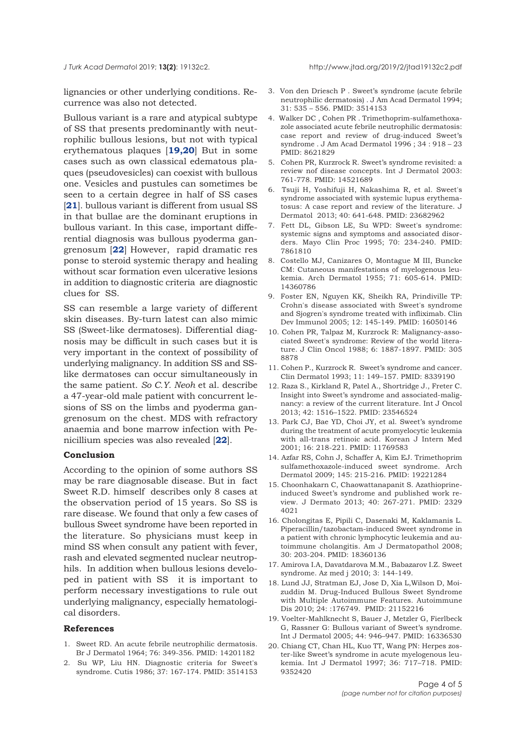lignancies or other underlying conditions. Recurrence was also not detected.

Bullous variant is a rare and atypical subtype of SS that presents predominantly with neutrophilic bullous lesions, but not with typical erythematous plaques [**19,20**] But in some cases such as own classical edematous plaques (pseudovesicles) can coexist with bullous one. Vesicles and pustules can sometimes be seen to a certain degree in half of SS cases [**21**]. bullous variant is different from usual SS in that bullae are the dominant eruptions in bullous variant. In this case, important differential diagnosis was bullous pyoderma gangrenosum [**22**] However, rapid dramatic response to steroid systemic therapy and healing without scar formation even ulcerative lesions in addition to diagnostic criteria are diagnostic clues for SS.

SS can resemble a large variety of different skin diseases. By-turn latest can also mimic SS (Sweet-like dermatoses). Differential diagnosis may be difficult in such cases but it is very important in the context of possibility of underlying malignancy. In addition SS and SS-like dermatoses can occur simultaneously in the same patient. *So C.Y. Neoh* et al. describe a 47-year-old male patient with concurrent lesions of SS on the limbs and pyoderma gangrenosum on the chest. MDS with refractory anaemia and bone marrow infection with Penicillium species was also revealed [**22**].

## Conclusion

According to the opinion of some authors SS may be rare diagnosable disease. But in fact Sweet R.D. himself describes only 8 cases at the observation period of 15 years. So SS is rare disease. We found that only a few cases of bullous Sweet syndrome have been reported in the literature. So physicians must keep in mind SS when consult any patient with fever, rash and elevated segmented nuclear neutrophils. In addition when bullous lesions developed in patient with SS it is important to perform necessary investigations to rule out underlying malignancy, especially hematological disorders.

## References

1. Sweet RD. An acute febrile neutrophilic dermatosis. Br J Dermatol 1964; 76: 349-356. PMID: 14201182
2. Su WP, Liu HN. Diagnostic criteria for Sweet's syndrome. Cutis 1986; 37: 167-174. PMID: 3514153
3. Von den Driesch P . Sweet's syndrome (acute febrile neutrophilic dermatosis) . J Am Acad Dermatol 1994; 31: 535 – 556. PMID: 3514153
4. Walker DC , Cohen PR . Trimethoprim-sulfamethoxazole associated acute febrile neutrophilic dermatosis: case report and review of drug-induced Sweet's syndrome . J Am Acad Dermatol 1996 ; 34 : 918 – 23 PMID: 8621829
5. Cohen PR, Kurzrock R. Sweet's syndrome revisited: a review nof disease concepts. Int J Dermatol 2003: 761-778. PMID: 14521689
6. Tsuji H, Yoshifuji H, Nakashima R, et al. Sweet's syndrome associated with systemic lupus erythematosus: A case report and review of the literature. J Dermatol 2013; 40: 641-648. PMID: 23682962
7. Fett DL, Gibson LE, Su WPD: Sweet's syndrome: systemic signs and symptoms and associated disorders. Mayo Clin Proc 1995; 70: 234-240. PMID: 7861810
8. Costello MJ, Canizares O, Montague M III, Buncke CM: Cutaneous manifestations of myelogenous leukemia. Arch Dermatol 1955; 71: 605-614. PMID: 14360786
9. Foster EN, Nguyen KK, Sheikh RA, Prindiville TP: Crohn's disease associated with Sweet's syndrome and Sjogren's syndrome treated with infliximab. Clin Dev Immunol 2005; 12: 145-149. PMID: 16050146
10. Cohen PR, Talpaz M, Kurzrock R: Malignancy-associated Sweet's syndrome: Review of the world literature. J Clin Oncol 1988; 6: 1887-1897. PMID: 305 8878
11. Cohen P., Kurzrock R. Sweet's syndrome and cancer. Clin Dermatol 1993; 11: 149–157. PMID: 8339190
12. Raza S., Kirkland R, Patel A., Shortridge J., Freter C. Insight into Sweet's syndrome and associated-malignancy: a review of the current literature. Int J Oncol 2013; 42: 1516–1522. PMID: 23546524
13. Park CJ, Bae YD, Choi JY, et al. Sweet's syndrome during the treatment of acute promyelocytic leukemia with all-trans retinoic acid. Korean J Intern Med 2001; 16: 218-221. PMID: 11769583
14. Azfar RS, Cohn J, Schaffer A, Kim EJ. Trimethoprim sulfamethoxazole-induced sweet syndrome. Arch Dermatol 2009; 145: 215-216. PMID: 19221284
15. Choonhakarn C, Chaowattanapanit S. Azathioprine-induced Sweet's syndrome and published work review. J Dermato 2013; 40: 267-271. PMID: 2329 4021
16. Cholongitas E, Pipili C, Dasenaki M, Kaklamanis L. Piperacillin/tazobactam-induced Sweet syndrome in a patient with chronic lymphocytic leukemia and autoimmune cholangitis. Am J Dermatopathol 2008; 30: 203-204. PMID: 18360136
17. Amirova I.A, Davatdarova M.M., Babazarov I.Z. Sweet syndrome. Az med j 2010; 3: 144-149.
18. Lund JJ, Stratman EJ, Jose D, Xia L,Wilson D, Moizuddin M. Drug-Induced Bullous Sweet Syndrome with Multiple Autoimmune Features. Autoimmune Dis 2010; 24: :176749. PMID: 21152216
19. Voelter-Mahlknecht S, Bauer J, Metzler G, Fierlbeck G, Rassner G: Bullous variant of Sweet's syndrome. Int J Dermatol 2005; 44: 946–947. PMID: 16336530
20. Chiang CT, Chan HL, Kuo TT, Wang PN: Herpes zoster-like Sweet's syndrome in acute myelogenous leukemia. Int J Dermatol 1997; 36: 717–718. PMID: 9352420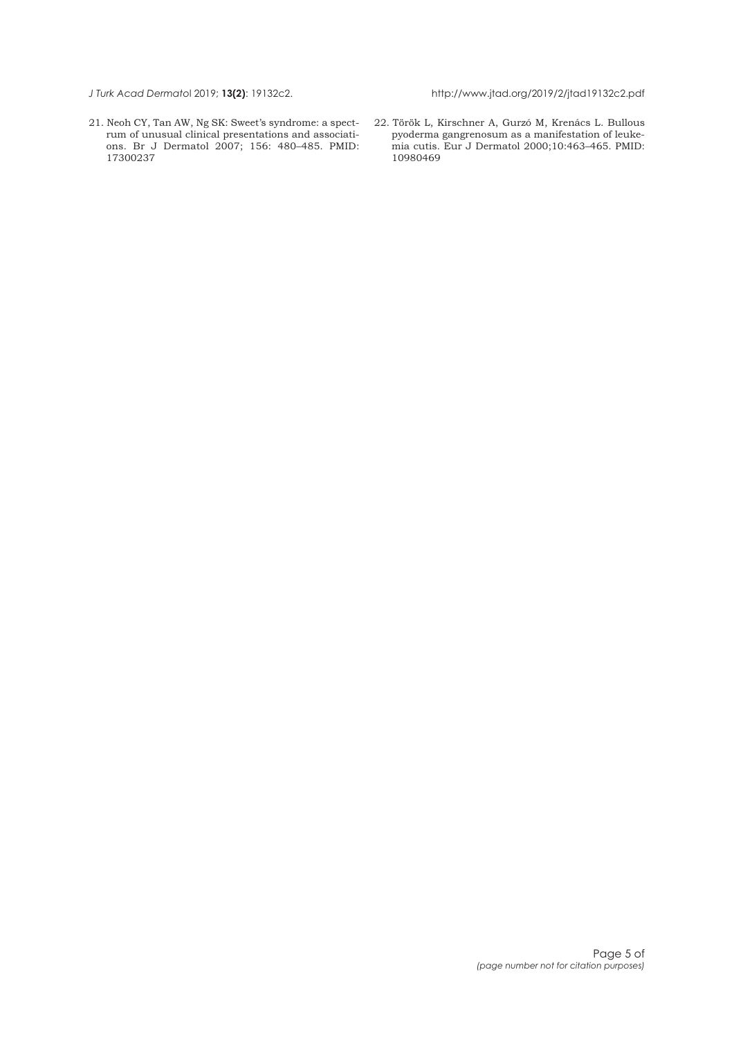21. Neoh CY, Tan AW, Ng SK: Sweet's syndrome: a spectrum of unusual clinical presentations and associations. Br J Dermatol 2007; 156: 480–485. PMID: 17300237

22. Török L, Kirschner A, Gurzó M, Krenács L. Bullous pyoderma gangrenosum as a manifestation of leukemia cutis. Eur J Dermatol 2000;10:463–465. PMID: 10980469